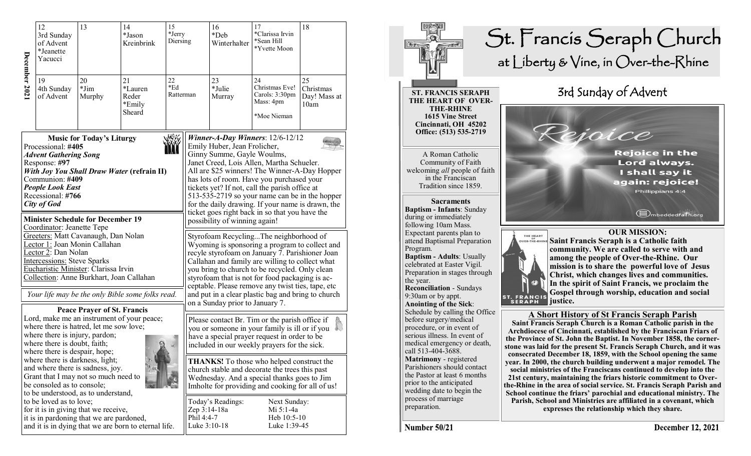# St. Francis Seraph Church

## at Liberty & Vine, in Over-the-Rhine

## 3rd Sunday of Advent

Rejoice

Rejoice in the Lord always. I shall say it again: rejoice!

Phillippians 4:4

**ST. FRANCIS SERAPH THE HEART OF OVER-THE-RHINE**
**1615 Vine Street**
**Cincinnati, OH 45202**
**Office: (513) 535-2719**

A Roman Catholic Community of Faith welcoming *all* people of faith in the Franciscan Tradition since 1859.

### Sacraments

**Baptism - Infants**: Sunday during or immediately following 10am Mass. Expectant parents plan to attend Baptismal Preparation Program.

**Baptism - Adults**: Usually celebrated at Easter Vigil. Preparation in stages through the year.

**Reconciliation** - Sundays 9:30am or by appt.

**Anointing of the Sick**: Schedule by calling the Office before surgery/medical procedure, or in event of serious illness. In event of medical emergency or death, call 513-404-3688.

**Matrimony** - registered Parishioners should contact the Pastor at least 6 months prior to the anticipated wedding date to begin the process of marriage preparation.

### OUR MISSION:

**Saint Francis Seraph is a Catholic faith community. We are called to serve with and among the people of Over-the-Rhine. Our mission is to share the powerful love of Jesus Christ, which changes lives and communities. In the spirit of Saint Francis, we proclaim the Gospel through worship, education and social justice.**

### A Short History of St Francis Seraph Parish

**Saint Francis Seraph Church is a Roman Catholic parish in the Archdiocese of Cincinnati, established by the Franciscan Friars of the Province of St. John the Baptist. In November 1858, the cornerstone was laid for the present St. Francis Seraph Church, and it was consecrated December 18, 1859, with the School opening the same year. In 2000, the church building underwent a major remodel. The social ministries of the Franciscans continued to develop into the 21st century, maintaining the friars historic commitment to Over-the-Rhine in the area of social service. St. Francis Seraph Parish and School continue the friars' parochial and educational ministry. The Parish, School and Ministries are affiliated in a covenant, which expresses the relationship which they share.**

**Number 50/21** — **December 12, 2021**

---

**December 2021**

| 12 | 13 | 14 | 15 | 16 | 17 | 18 |
|---|---|---|---|---|---|---|
| 3rd Sunday of Advent *Jeanette Yacucci | | *Jason Kreinbrink | *Jerry Diersing | *Deb Winterhalter | *Clarissa Irvin *Sean Hill *Yvette Moon | |
| **19** | **20** | **21** | **22** | **23** | **24** | **25** |
| 4th Sunday of Advent | *Jim Murphy | *Lauren Reder *Emily Sheard | *Ed Ratterman | *Julie Murray | Christmas Eve! Carols: 3:30pm Mass: 4pm *Moe Nieman | Christmas Day! Mass at 10am |

### Music for Today's Liturgy

Processional: **#405**
***Advent Gathering Song***
Response: **#97**
***With Joy You Shall Draw Water* (refrain II)**
Communion: **#409**
***People Look East***
Recessional: **#766**
***City of God***

### Minister Schedule for December 19

Coordinator: Jeanette Tepe
Greeters: Matt Cavanaugh, Dan Nolan
Lector 1: Joan Monin Callahan
Lector 2: Dan Nolan
Intercessions: Steve Sparks
Eucharistic Minister: Clarissa Irvin
Collection: Anne Burkhart, Joan Callahan

*Your life may be the only Bible some folks read.*

### Peace Prayer of St. Francis

Lord, make me an instrument of your peace;
where there is hatred, let me sow love;
where there is injury, pardon;
where there is doubt, faith;
where there is despair, hope;
where there is darkness, light;
and where there is sadness, joy.
Grant that I may not so much need to be consoled as to console;
to be understood, as to understand,
to be loved as to love;
for it is in giving that we receive,
it is in pardoning that we are pardoned,
and it is in dying that we are born to eternal life.

***Winner-A-Day Winners***: 12/6-12/12
Emily Huber, Jean Frolicher, Ginny Summe, Gayle Woulms, Janet Creed, Lois Allen, Martha Schueler. All are $25 winners! The Winner-A-Day Hopper has lots of room. Have you purchased your tickets yet? If not, call the parish office at 513-535-2719 so your name can be in the hopper for the daily drawing. If your name is drawn, the ticket goes right back in so that you have the possibility of winning again!

Styrofoam Recycling...The neighborhood of Wyoming is sponsoring a program to collect and recycle styrofoam on January 7. Parishioner Joan Callahan and family are willing to collect what you bring to church to be recycled. Only clean styrofoam that is not for food packaging is acceptable. Please remove any twist ties, tape, etc and put in a clear plastic bag and bring to church on a Sunday prior to January 7.

Please contact Br. Tim or the parish office if you or someone in your family is ill or if you have a special prayer request in order to be included in our weekly prayers for the sick.

**THANKS!** To those who helped construct the church stable and decorate the trees this past Wednesday. And a special thanks goes to Jim Imholte for providing and cooking for all of us!

| Today's Readings: | Next Sunday: |
|---|---|
| Zep 3:14-18a | Mi 5:1-4a |
| Phil 4:4-7 | Heb 10:5-10 |
| Luke 3:10-18 | Luke 1:39-45 |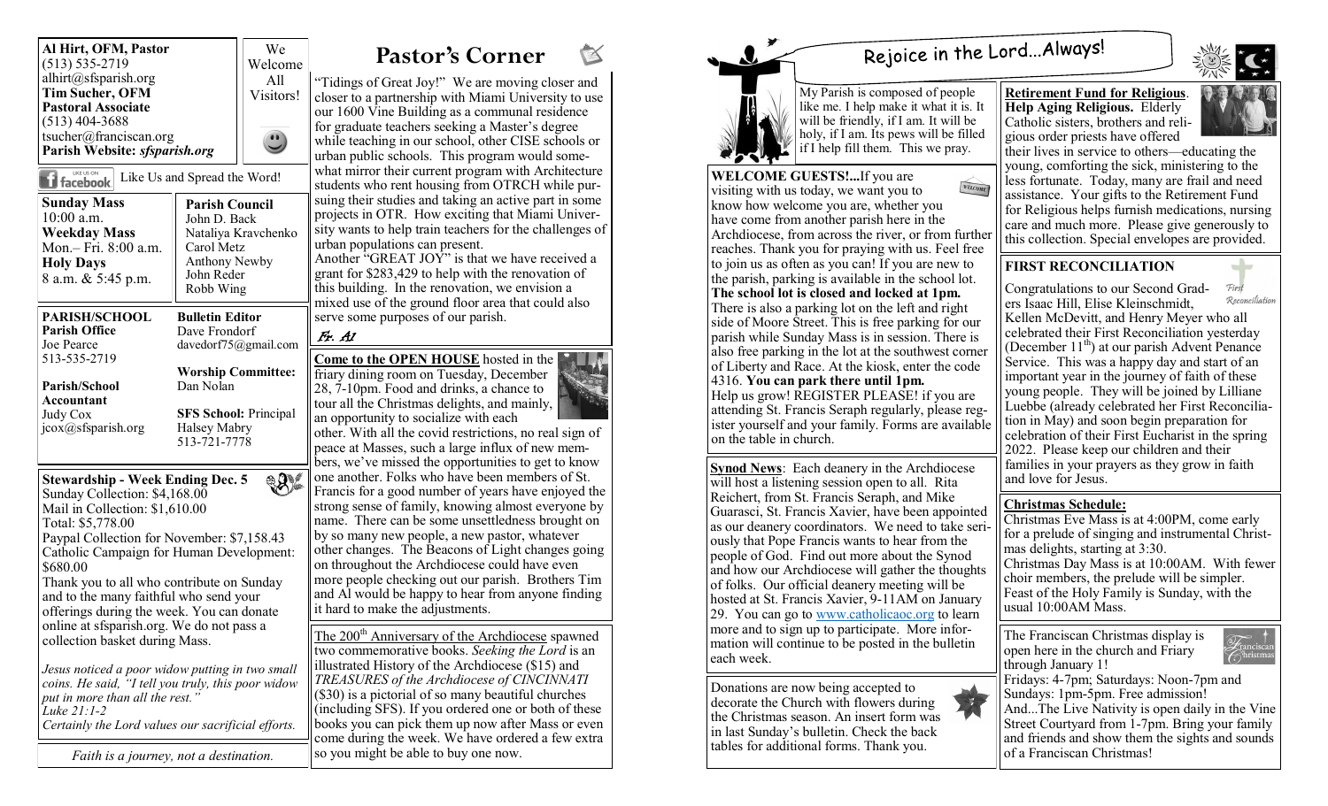**Al Hirt, OFM, Pastor**
(513) 535-2719
alhirt@sfsparish.org
**Tim Sucher, OFM**
**Pastoral Associate**
(513) 404-3688
tsucher@franciscan.org
**Parish Website: *sfsparish.org***

We Welcome All Visitors!

Like Us and Spread the Word!

**Sunday Mass**
10:00 a.m.
**Weekday Mass**
Mon.– Fri. 8:00 a.m.
**Holy Days**
8 a.m. & 5:45 p.m.

**Parish Council**
John D. Back
Nataliya Kravchenko
Carol Metz
Anthony Newby
John Reder
Robb Wing

**PARISH/SCHOOL**
**Parish Office**
Joe Pearce
513-535-2719

**Parish/School Accountant**
Judy Cox
jcox@sfsparish.org

**Bulletin Editor**
Dave Frondorf
davedorf75@gmail.com

**Worship Committee:**
Dan Nolan

**SFS School:** Principal
Halsey Mabry
513-721-7778

**Stewardship - Week Ending Dec. 5**
Sunday Collection: $4,168.00
Mail in Collection: $1,610.00
Total: $5,778.00
Paypal Collection for November: $7,158.43
Catholic Campaign for Human Development: $680.00
Thank you to all who contribute on Sunday and to the many faithful who send your offerings during the week. You can donate online at sfsparish.org. We do not pass a collection basket during Mass.

*Jesus noticed a poor widow putting in two small coins. He said, "I tell you truly, this poor widow put in more than all the rest." Luke 21:1-2*
*Certainly the Lord values our sacrificial efforts.*

*Faith is a journey, not a destination.*

# Pastor's Corner

"Tidings of Great Joy!" We are moving closer and closer to a partnership with Miami University to use our 1600 Vine Building as a communal residence for graduate teachers seeking a Master's degree while teaching in our school, other CISE schools or urban public schools. This program would somewhat mirror their current program with Architecture students who rent housing from OTRCH while pursuing their studies and taking an active part in some projects in OTR. How exciting that Miami University wants to help train teachers for the challenges of urban populations can present.
Another "GREAT JOY" is that we have received a grant for $283,429 to help with the renovation of this building. In the renovation, we envision a mixed use of the ground floor area that could also serve some purposes of our parish.

*Fr. Al*

**Come to the OPEN HOUSE** hosted in the friary dining room on Tuesday, December 28, 7-10pm. Food and drinks, a chance to tour all the Christmas delights, and mainly, an opportunity to socialize with each other. With all the covid restrictions, no real sign of peace at Masses, such a large influx of new members, we've missed the opportunities to get to know one another. Folks who have been members of St. Francis for a good number of years have enjoyed the strong sense of family, knowing almost everyone by name. There can be some unsettledness brought on by so many new people, a new pastor, whatever other changes. The Beacons of Light changes going on throughout the Archdiocese could have even more people checking out our parish. Brothers Tim and Al would be happy to hear from anyone finding it hard to make the adjustments.

The 200th Anniversary of the Archdiocese spawned two commemorative books. *Seeking the Lord* is an illustrated History of the Archdiocese ($15) and *TREASURES of the Archdiocese of CINCINNATI* ($30) is a pictorial of so many beautiful churches (including SFS). If you ordered one or both of these books you can pick them up now after Mass or even come during the week. We have ordered a few extra so you might be able to buy one now.

# Rejoice in the Lord...Always!

My Parish is composed of people like me. I help make it what it is. It will be friendly, if I am. It will be holy, if I am. Its pews will be filled if I help fill them. This we pray.

**WELCOME GUESTS!...**If you are visiting with us today, we want you to know how welcome you are, whether you have come from another parish here in the Archdiocese, from across the river, or from further reaches. Thank you for praying with us. Feel free to join us as often as you can! If you are new to the parish, parking is available in the school lot. **The school lot is closed and locked at 1pm.** There is also a parking lot on the left and right side of Moore Street. This is free parking for our parish while Sunday Mass is in session. There is also free parking in the lot at the southwest corner of Liberty and Race. At the kiosk, enter the code 4316. **You can park there until 1pm.**
Help us grow! REGISTER PLEASE! if you are attending St. Francis Seraph regularly, please register yourself and your family. Forms are available on the table in church.

**Synod News**: Each deanery in the Archdiocese will host a listening session open to all. Rita Reichert, from St. Francis Seraph, and Mike Guarasci, St. Francis Xavier, have been appointed as our deanery coordinators. We need to take seriously that Pope Francis wants to hear from the people of God. Find out more about the Synod and how our Archdiocese will gather the thoughts of folks. Our official deanery meeting will be hosted at St. Francis Xavier, 9-11AM on January 29. You can go to www.catholicaoc.org to learn more and to sign up to participate. More information will continue to be posted in the bulletin each week.

Donations are now being accepted to decorate the Church with flowers during the Christmas season. An insert form was in last Sunday's bulletin. Check the back tables for additional forms. Thank you.

**Retirement Fund for Religious. Help Aging Religious.** Elderly Catholic sisters, brothers and religious order priests have offered their lives in service to others—educating the young, comforting the sick, ministering to the less fortunate. Today, many are frail and need assistance. Your gifts to the Retirement Fund for Religious helps furnish medications, nursing care and much more. Please give generously to this collection. Special envelopes are provided.

## FIRST RECONCILIATION

Congratulations to our Second Graders Isaac Hill, Elise Kleinschmidt, Kellen McDevitt, and Henry Meyer who all celebrated their First Reconciliation yesterday (December 11th) at our parish Advent Penance Service. This was a happy day and start of an important year in the journey of faith of these young people. They will be joined by Lilliane Luebbe (already celebrated her First Reconciliation in May) and soon begin preparation for celebration of their First Eucharist in the spring 2022. Please keep our children and their families in your prayers as they grow in faith and love for Jesus.

**Christmas Schedule:**
Christmas Eve Mass is at 4:00PM, come early for a prelude of singing and instrumental Christmas delights, starting at 3:30.
Christmas Day Mass is at 10:00AM. With fewer choir members, the prelude will be simpler.
Feast of the Holy Family is Sunday, with the usual 10:00AM Mass.

The Franciscan Christmas display is open here in the church and Friary through January 1!
Fridays: 4-7pm; Saturdays: Noon-7pm and Sundays: 1pm-5pm. Free admission!
And...The Live Nativity is open daily in the Vine Street Courtyard from 1-7pm. Bring your family and friends and show them the sights and sounds of a Franciscan Christmas!